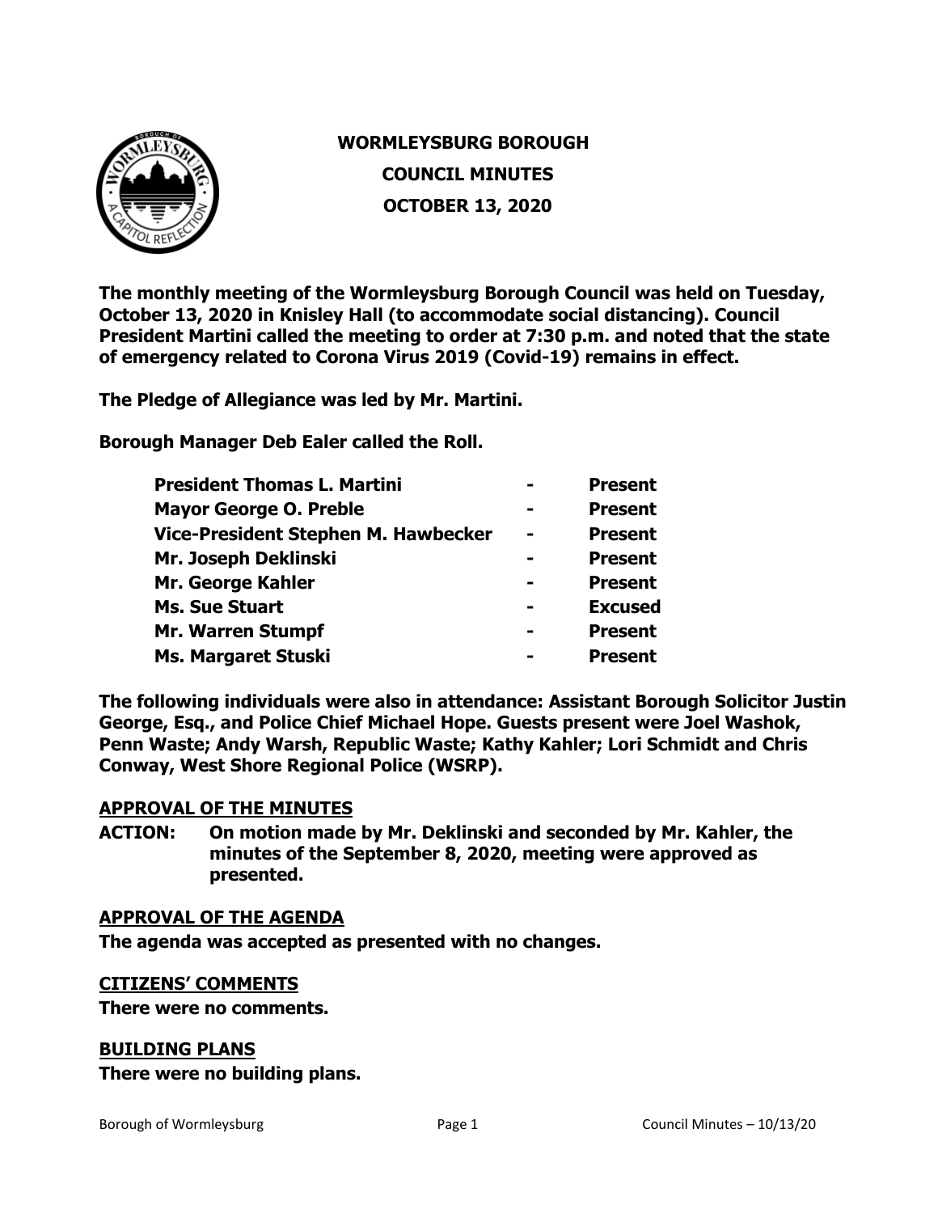# WORMLEYSBURG BOROUGH
## COUNCIL MINUTES
## OCTOBER 13, 2020

**The monthly meeting of the Wormleysburg Borough Council was held on Tuesday, October 13, 2020 in Knisley Hall (to accommodate social distancing). Council President Martini called the meeting to order at 7:30 p.m. and noted that the state of emergency related to Corona Virus 2019 (Covid-19) remains in effect.**

**The Pledge of Allegiance was led by Mr. Martini.**

**Borough Manager Deb Ealer called the Roll.**

| | | |
|---|---|---|
| **President Thomas L. Martini** | **-** | **Present** |
| **Mayor George O. Preble** | **-** | **Present** |
| **Vice-President Stephen M. Hawbecker** | **-** | **Present** |
| **Mr. Joseph Deklinski** | **-** | **Present** |
| **Mr. George Kahler** | **-** | **Present** |
| **Ms. Sue Stuart** | **-** | **Excused** |
| **Mr. Warren Stumpf** | **-** | **Present** |
| **Ms. Margaret Stuski** | **-** | **Present** |

**The following individuals were also in attendance: Assistant Borough Solicitor Justin George, Esq., and Police Chief Michael Hope. Guests present were Joel Washok, Penn Waste; Andy Warsh, Republic Waste; Kathy Kahler; Lori Schmidt and Chris Conway, West Shore Regional Police (WSRP).**

**APPROVAL OF THE MINUTES**

**ACTION: On motion made by Mr. Deklinski and seconded by Mr. Kahler, the minutes of the September 8, 2020, meeting were approved as presented.**

**APPROVAL OF THE AGENDA**

**The agenda was accepted as presented with no changes.**

**CITIZENS' COMMENTS**

**There were no comments.**

**BUILDING PLANS**

**There were no building plans.**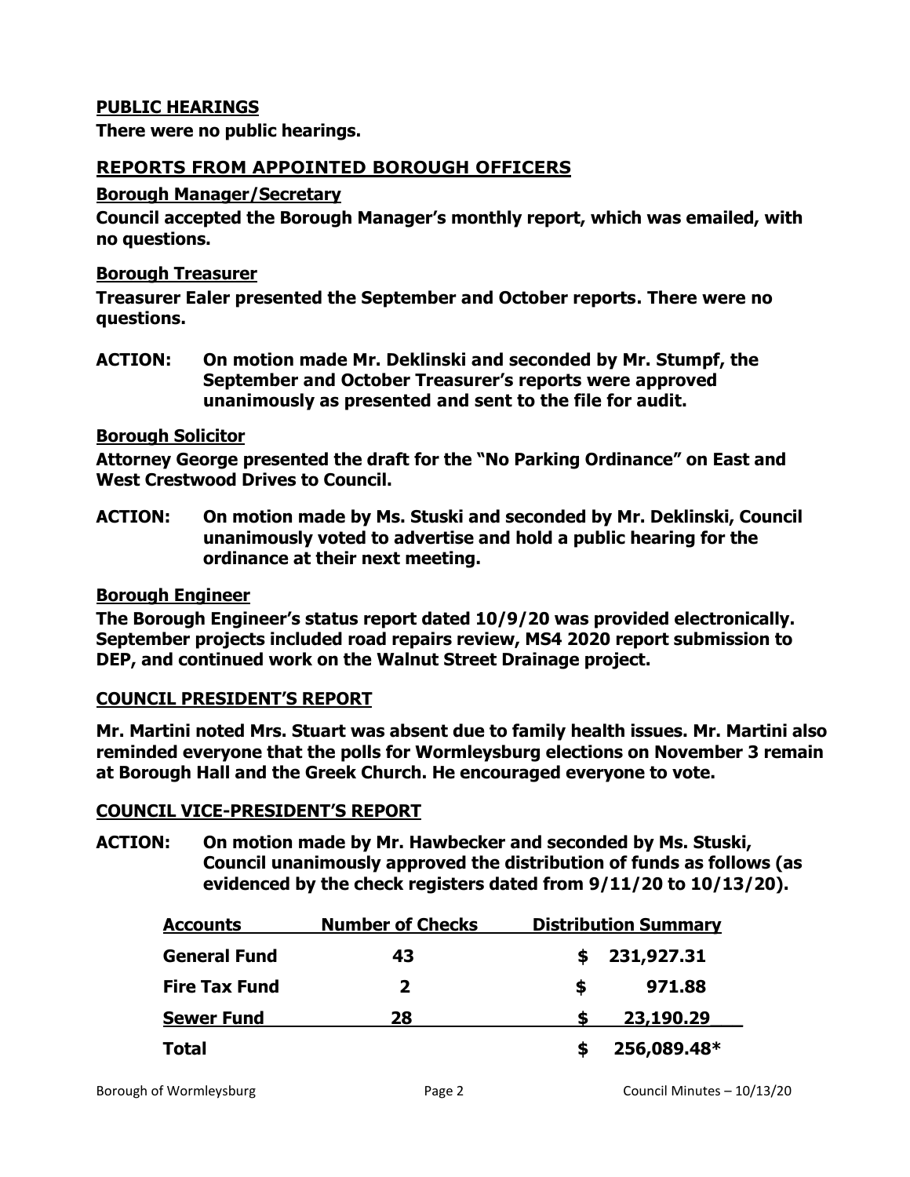## PUBLIC HEARINGS

**There were no public hearings.**

## REPORTS FROM APPOINTED BOROUGH OFFICERS

### Borough Manager/Secretary

**Council accepted the Borough Manager's monthly report, which was emailed, with no questions.**

### Borough Treasurer

**Treasurer Ealer presented the September and October reports. There were no questions.**

**ACTION: On motion made Mr. Deklinski and seconded by Mr. Stumpf, the September and October Treasurer's reports were approved unanimously as presented and sent to the file for audit.**

### Borough Solicitor

**Attorney George presented the draft for the "No Parking Ordinance" on East and West Crestwood Drives to Council.**

**ACTION: On motion made by Ms. Stuski and seconded by Mr. Deklinski, Council unanimously voted to advertise and hold a public hearing for the ordinance at their next meeting.**

### Borough Engineer

**The Borough Engineer's status report dated 10/9/20 was provided electronically. September projects included road repairs review, MS4 2020 report submission to DEP, and continued work on the Walnut Street Drainage project.**

## COUNCIL PRESIDENT'S REPORT

**Mr. Martini noted Mrs. Stuart was absent due to family health issues. Mr. Martini also reminded everyone that the polls for Wormleysburg elections on November 3 remain at Borough Hall and the Greek Church. He encouraged everyone to vote.**

## COUNCIL VICE-PRESIDENT'S REPORT

**ACTION: On motion made by Mr. Hawbecker and seconded by Ms. Stuski, Council unanimously approved the distribution of funds as follows (as evidenced by the check registers dated from 9/11/20 to 10/13/20).**

| Accounts | Number of Checks | Distribution Summary |
|---|---|---|
| **General Fund** | **43** | **$ 231,927.31** |
| **Fire Tax Fund** | **2** | **$ 971.88** |
| **Sewer Fund** | **28** | **$ 23,190.29** |
| **Total** | | **$ 256,089.48*** |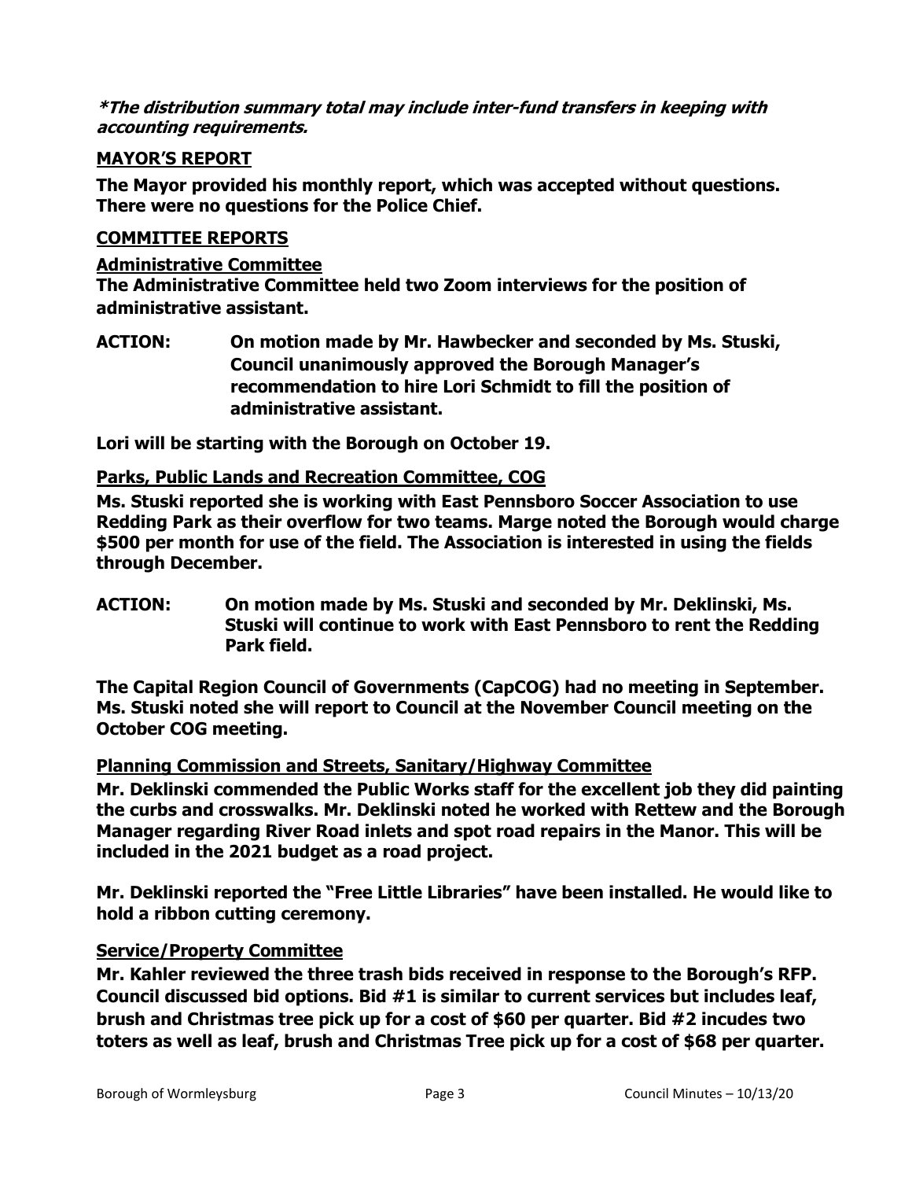***The distribution summary total may include inter-fund transfers in keeping with accounting requirements.***

**MAYOR'S REPORT**

**The Mayor provided his monthly report, which was accepted without questions. There were no questions for the Police Chief.**

**COMMITTEE REPORTS**

**Administrative Committee**

**The Administrative Committee held two Zoom interviews for the position of administrative assistant.**

**ACTION: On motion made by Mr. Hawbecker and seconded by Ms. Stuski, Council unanimously approved the Borough Manager's recommendation to hire Lori Schmidt to fill the position of administrative assistant.**

**Lori will be starting with the Borough on October 19.**

**Parks, Public Lands and Recreation Committee, COG**

**Ms. Stuski reported she is working with East Pennsboro Soccer Association to use Redding Park as their overflow for two teams. Marge noted the Borough would charge $500 per month for use of the field. The Association is interested in using the fields through December.**

**ACTION: On motion made by Ms. Stuski and seconded by Mr. Deklinski, Ms. Stuski will continue to work with East Pennsboro to rent the Redding Park field.**

**The Capital Region Council of Governments (CapCOG) had no meeting in September. Ms. Stuski noted she will report to Council at the November Council meeting on the October COG meeting.**

**Planning Commission and Streets, Sanitary/Highway Committee**

**Mr. Deklinski commended the Public Works staff for the excellent job they did painting the curbs and crosswalks. Mr. Deklinski noted he worked with Rettew and the Borough Manager regarding River Road inlets and spot road repairs in the Manor. This will be included in the 2021 budget as a road project.**

**Mr. Deklinski reported the "Free Little Libraries" have been installed. He would like to hold a ribbon cutting ceremony.**

**Service/Property Committee**

**Mr. Kahler reviewed the three trash bids received in response to the Borough's RFP. Council discussed bid options. Bid #1 is similar to current services but includes leaf, brush and Christmas tree pick up for a cost of $60 per quarter. Bid #2 incudes two toters as well as leaf, brush and Christmas Tree pick up for a cost of $68 per quarter.**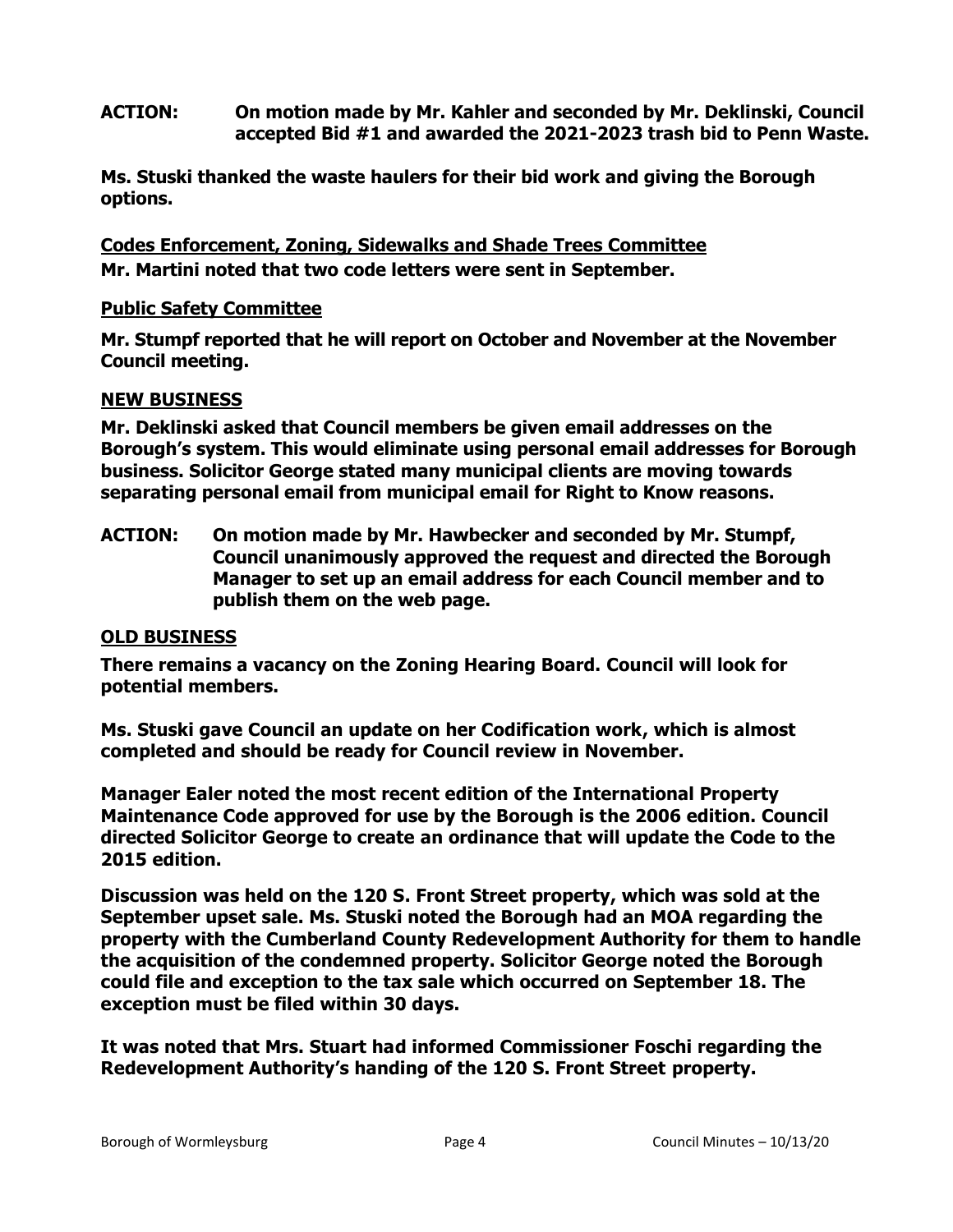**ACTION: On motion made by Mr. Kahler and seconded by Mr. Deklinski, Council accepted Bid #1 and awarded the 2021-2023 trash bid to Penn Waste.**

**Ms. Stuski thanked the waste haulers for their bid work and giving the Borough options.**

**Codes Enforcement, Zoning, Sidewalks and Shade Trees Committee**

**Mr. Martini noted that two code letters were sent in September.**

**Public Safety Committee**

**Mr. Stumpf reported that he will report on October and November at the November Council meeting.**

**NEW BUSINESS**

**Mr. Deklinski asked that Council members be given email addresses on the Borough's system. This would eliminate using personal email addresses for Borough business. Solicitor George stated many municipal clients are moving towards separating personal email from municipal email for Right to Know reasons.**

**ACTION: On motion made by Mr. Hawbecker and seconded by Mr. Stumpf, Council unanimously approved the request and directed the Borough Manager to set up an email address for each Council member and to publish them on the web page.**

**OLD BUSINESS**

**There remains a vacancy on the Zoning Hearing Board. Council will look for potential members.**

**Ms. Stuski gave Council an update on her Codification work, which is almost completed and should be ready for Council review in November.**

**Manager Ealer noted the most recent edition of the International Property Maintenance Code approved for use by the Borough is the 2006 edition. Council directed Solicitor George to create an ordinance that will update the Code to the 2015 edition.**

**Discussion was held on the 120 S. Front Street property, which was sold at the September upset sale. Ms. Stuski noted the Borough had an MOA regarding the property with the Cumberland County Redevelopment Authority for them to handle the acquisition of the condemned property. Solicitor George noted the Borough could file and exception to the tax sale which occurred on September 18. The exception must be filed within 30 days.**

**It was noted that Mrs. Stuart had informed Commissioner Foschi regarding the Redevelopment Authority's handing of the 120 S. Front Street property.**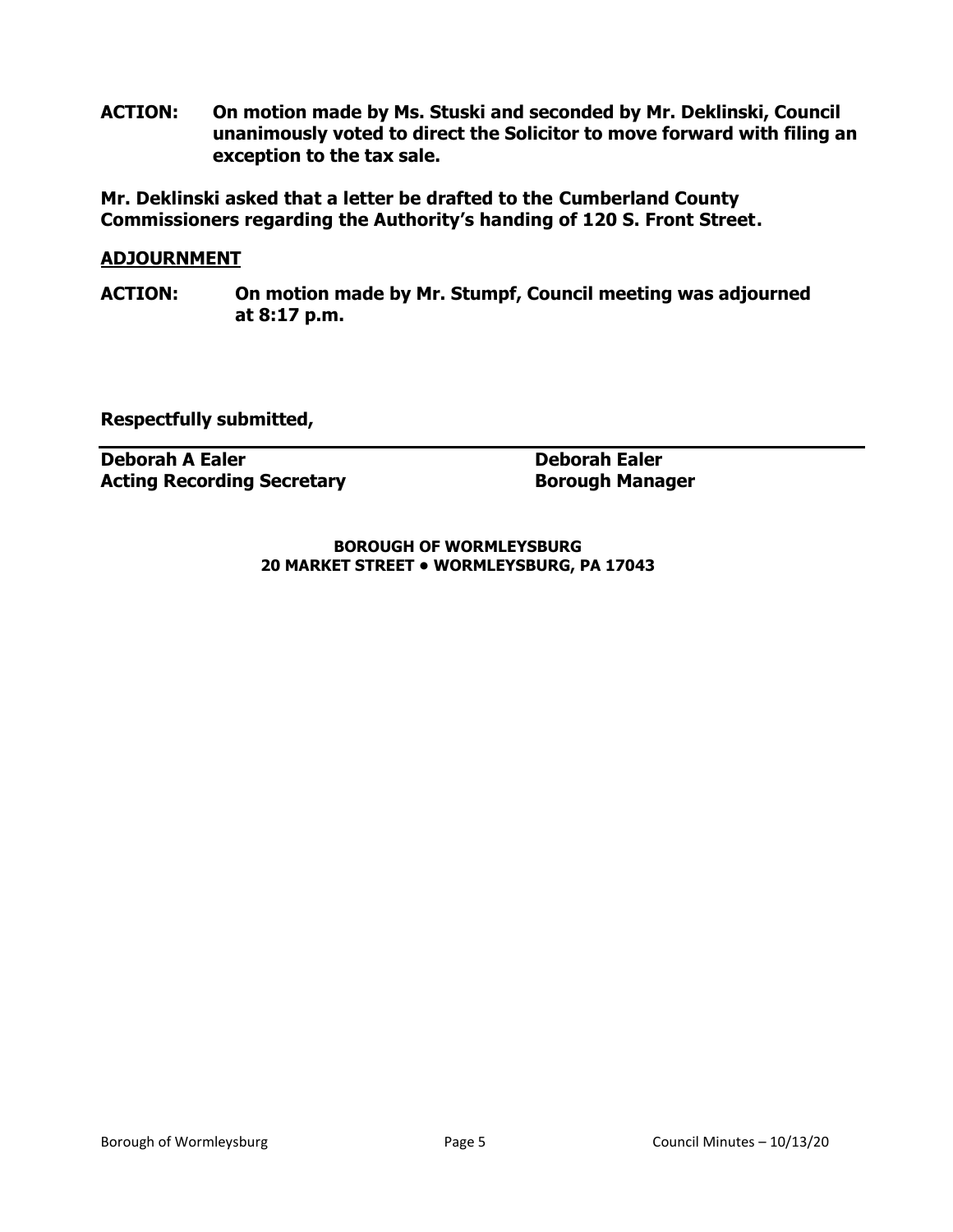**ACTION: On motion made by Ms. Stuski and seconded by Mr. Deklinski, Council unanimously voted to direct the Solicitor to move forward with filing an exception to the tax sale.**

**Mr. Deklinski asked that a letter be drafted to the Cumberland County Commissioners regarding the Authority's handing of 120 S. Front Street.**

## ADJOURNMENT

**ACTION: On motion made by Mr. Stumpf, Council meeting was adjourned at 8:17 p.m.**

**Respectfully submitted,**

**Deborah A Ealer**
**Acting Recording Secretary**

**Deborah Ealer**
**Borough Manager**

**BOROUGH OF WORMLEYSBURG**
**20 MARKET STREET • WORMLEYSBURG, PA 17043**